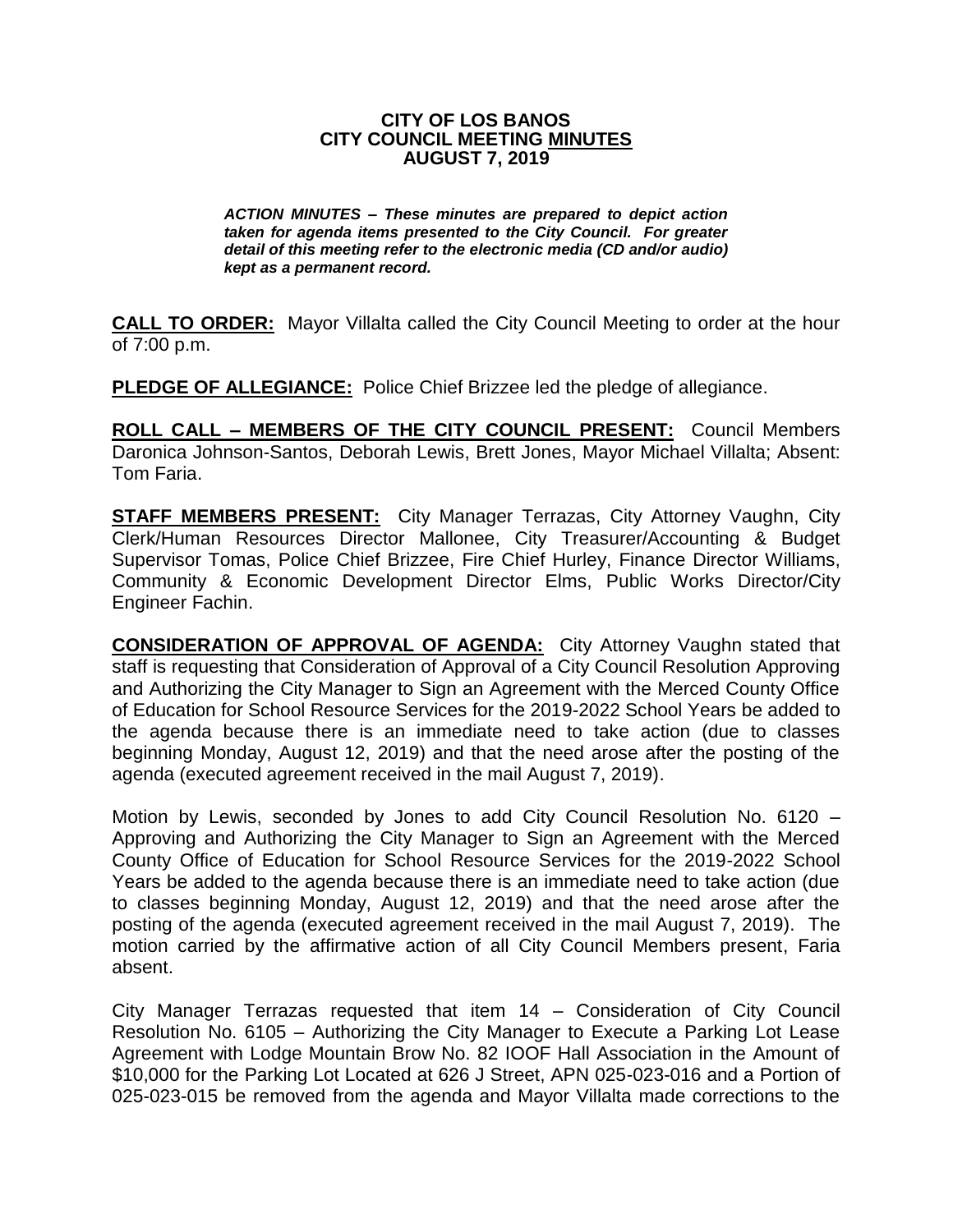# CITY OF LOS BANOS
# CITY COUNCIL MEETING MINUTES
# AUGUST 7, 2019

***ACTION MINUTES – These minutes are prepared to depict action taken for agenda items presented to the City Council. For greater detail of this meeting refer to the electronic media (CD and/or audio) kept as a permanent record.***

**CALL TO ORDER:** Mayor Villalta called the City Council Meeting to order at the hour of 7:00 p.m.

**PLEDGE OF ALLEGIANCE:** Police Chief Brizzee led the pledge of allegiance.

**ROLL CALL – MEMBERS OF THE CITY COUNCIL PRESENT:** Council Members Daronica Johnson-Santos, Deborah Lewis, Brett Jones, Mayor Michael Villalta; Absent: Tom Faria.

**STAFF MEMBERS PRESENT:** City Manager Terrazas, City Attorney Vaughn, City Clerk/Human Resources Director Mallonee, City Treasurer/Accounting & Budget Supervisor Tomas, Police Chief Brizzee, Fire Chief Hurley, Finance Director Williams, Community & Economic Development Director Elms, Public Works Director/City Engineer Fachin.

**CONSIDERATION OF APPROVAL OF AGENDA:** City Attorney Vaughn stated that staff is requesting that Consideration of Approval of a City Council Resolution Approving and Authorizing the City Manager to Sign an Agreement with the Merced County Office of Education for School Resource Services for the 2019-2022 School Years be added to the agenda because there is an immediate need to take action (due to classes beginning Monday, August 12, 2019) and that the need arose after the posting of the agenda (executed agreement received in the mail August 7, 2019).

Motion by Lewis, seconded by Jones to add City Council Resolution No. 6120 – Approving and Authorizing the City Manager to Sign an Agreement with the Merced County Office of Education for School Resource Services for the 2019-2022 School Years be added to the agenda because there is an immediate need to take action (due to classes beginning Monday, August 12, 2019) and that the need arose after the posting of the agenda (executed agreement received in the mail August 7, 2019). The motion carried by the affirmative action of all City Council Members present, Faria absent.

City Manager Terrazas requested that item 14 – Consideration of City Council Resolution No. 6105 – Authorizing the City Manager to Execute a Parking Lot Lease Agreement with Lodge Mountain Brow No. 82 IOOF Hall Association in the Amount of $10,000 for the Parking Lot Located at 626 J Street, APN 025-023-016 and a Portion of 025-023-015 be removed from the agenda and Mayor Villalta made corrections to the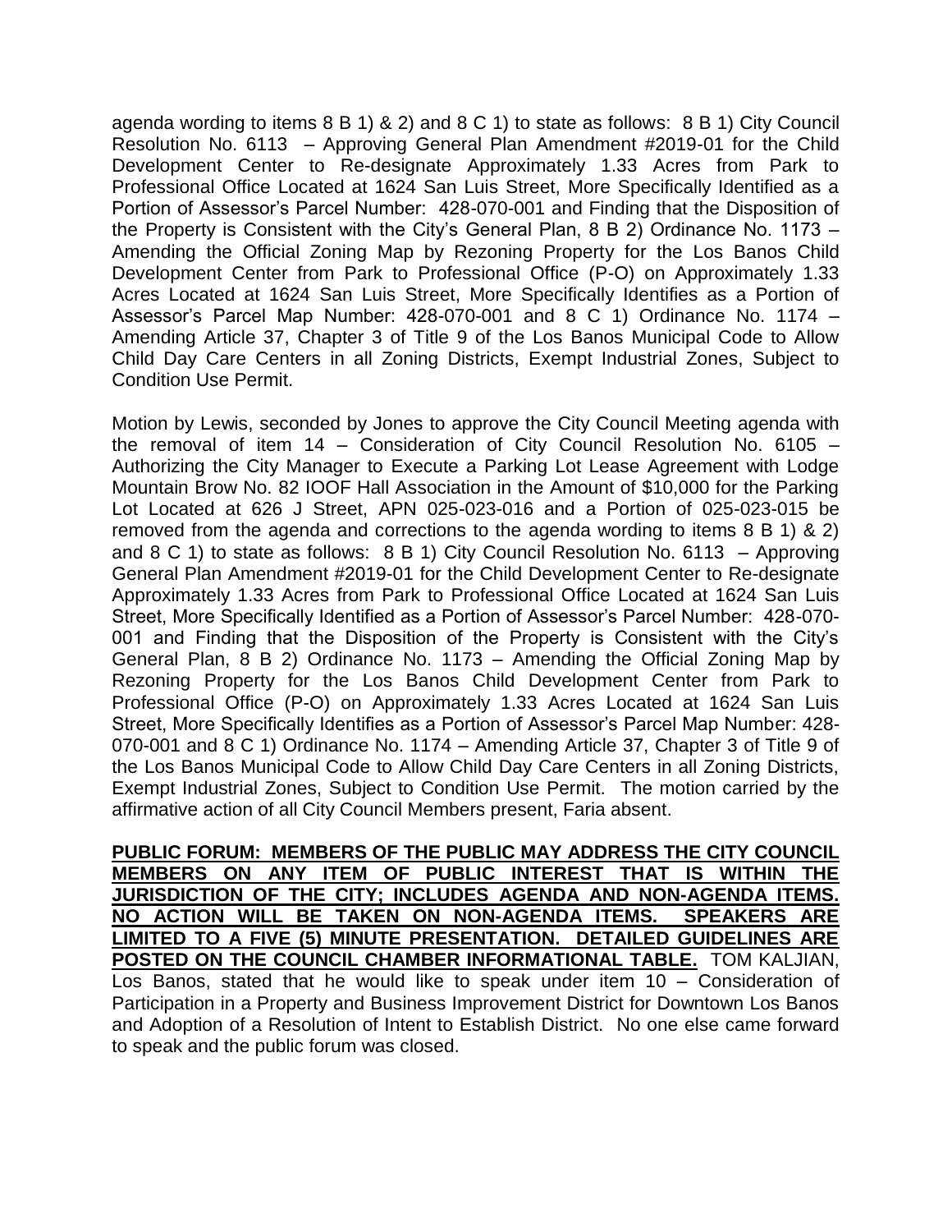agenda wording to items 8 B 1) & 2) and 8 C 1) to state as follows: 8 B 1) City Council Resolution No. 6113 – Approving General Plan Amendment #2019-01 for the Child Development Center to Re-designate Approximately 1.33 Acres from Park to Professional Office Located at 1624 San Luis Street, More Specifically Identified as a Portion of Assessor's Parcel Number: 428-070-001 and Finding that the Disposition of the Property is Consistent with the City's General Plan, 8 B 2) Ordinance No. 1173 – Amending the Official Zoning Map by Rezoning Property for the Los Banos Child Development Center from Park to Professional Office (P-O) on Approximately 1.33 Acres Located at 1624 San Luis Street, More Specifically Identifies as a Portion of Assessor's Parcel Map Number: 428-070-001 and 8 C 1) Ordinance No. 1174 – Amending Article 37, Chapter 3 of Title 9 of the Los Banos Municipal Code to Allow Child Day Care Centers in all Zoning Districts, Exempt Industrial Zones, Subject to Condition Use Permit.

Motion by Lewis, seconded by Jones to approve the City Council Meeting agenda with the removal of item 14 – Consideration of City Council Resolution No. 6105 – Authorizing the City Manager to Execute a Parking Lot Lease Agreement with Lodge Mountain Brow No. 82 IOOF Hall Association in the Amount of $10,000 for the Parking Lot Located at 626 J Street, APN 025-023-016 and a Portion of 025-023-015 be removed from the agenda and corrections to the agenda wording to items 8 B 1) & 2) and 8 C 1) to state as follows: 8 B 1) City Council Resolution No. 6113 – Approving General Plan Amendment #2019-01 for the Child Development Center to Re-designate Approximately 1.33 Acres from Park to Professional Office Located at 1624 San Luis Street, More Specifically Identified as a Portion of Assessor's Parcel Number: 428-070-001 and Finding that the Disposition of the Property is Consistent with the City's General Plan, 8 B 2) Ordinance No. 1173 – Amending the Official Zoning Map by Rezoning Property for the Los Banos Child Development Center from Park to Professional Office (P-O) on Approximately 1.33 Acres Located at 1624 San Luis Street, More Specifically Identifies as a Portion of Assessor's Parcel Map Number: 428-070-001 and 8 C 1) Ordinance No. 1174 – Amending Article 37, Chapter 3 of Title 9 of the Los Banos Municipal Code to Allow Child Day Care Centers in all Zoning Districts, Exempt Industrial Zones, Subject to Condition Use Permit. The motion carried by the affirmative action of all City Council Members present, Faria absent.

**PUBLIC FORUM: MEMBERS OF THE PUBLIC MAY ADDRESS THE CITY COUNCIL MEMBERS ON ANY ITEM OF PUBLIC INTEREST THAT IS WITHIN THE JURISDICTION OF THE CITY; INCLUDES AGENDA AND NON-AGENDA ITEMS. NO ACTION WILL BE TAKEN ON NON-AGENDA ITEMS. SPEAKERS ARE LIMITED TO A FIVE (5) MINUTE PRESENTATION. DETAILED GUIDELINES ARE POSTED ON THE COUNCIL CHAMBER INFORMATIONAL TABLE.** TOM KALJIAN, Los Banos, stated that he would like to speak under item 10 – Consideration of Participation in a Property and Business Improvement District for Downtown Los Banos and Adoption of a Resolution of Intent to Establish District. No one else came forward to speak and the public forum was closed.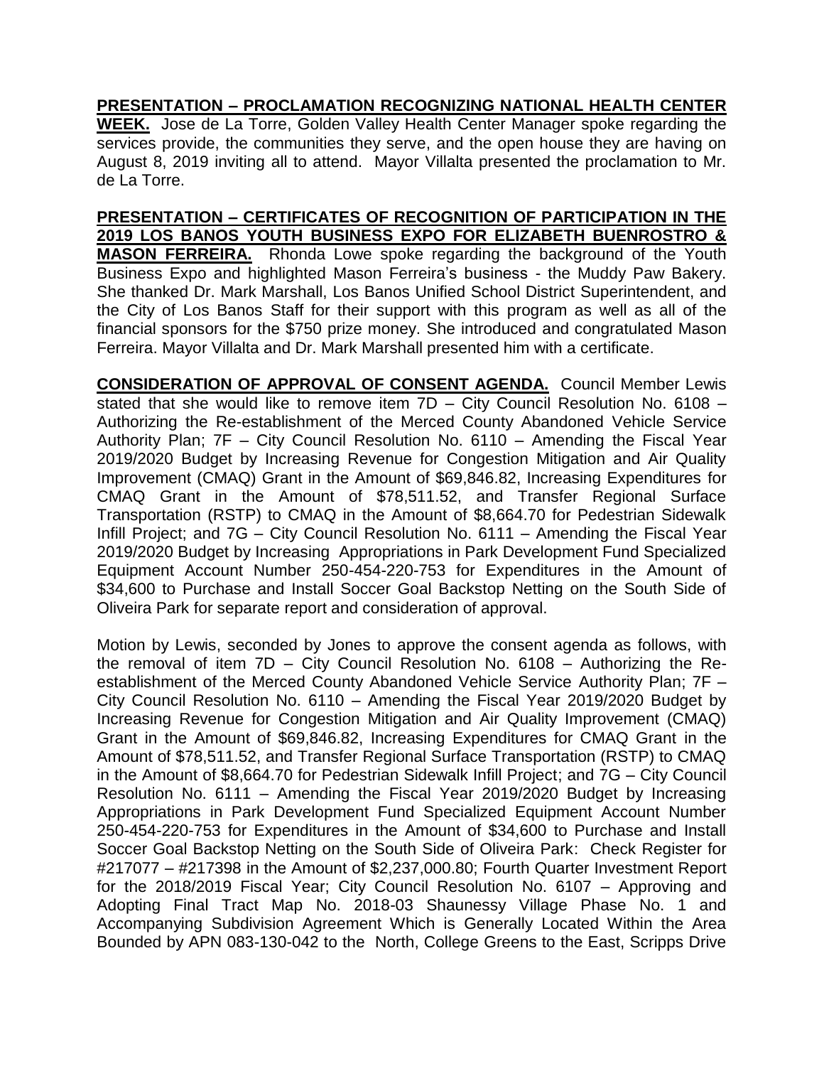**PRESENTATION – PROCLAMATION RECOGNIZING NATIONAL HEALTH CENTER WEEK.** Jose de La Torre, Golden Valley Health Center Manager spoke regarding the services provide, the communities they serve, and the open house they are having on August 8, 2019 inviting all to attend. Mayor Villalta presented the proclamation to Mr. de La Torre.

**PRESENTATION – CERTIFICATES OF RECOGNITION OF PARTICIPATION IN THE 2019 LOS BANOS YOUTH BUSINESS EXPO FOR ELIZABETH BUENROSTRO & MASON FERREIRA.** Rhonda Lowe spoke regarding the background of the Youth Business Expo and highlighted Mason Ferreira's business - the Muddy Paw Bakery. She thanked Dr. Mark Marshall, Los Banos Unified School District Superintendent, and the City of Los Banos Staff for their support with this program as well as all of the financial sponsors for the $750 prize money. She introduced and congratulated Mason Ferreira. Mayor Villalta and Dr. Mark Marshall presented him with a certificate.

**CONSIDERATION OF APPROVAL OF CONSENT AGENDA.** Council Member Lewis stated that she would like to remove item 7D – City Council Resolution No. 6108 – Authorizing the Re-establishment of the Merced County Abandoned Vehicle Service Authority Plan; 7F – City Council Resolution No. 6110 – Amending the Fiscal Year 2019/2020 Budget by Increasing Revenue for Congestion Mitigation and Air Quality Improvement (CMAQ) Grant in the Amount of $69,846.82, Increasing Expenditures for CMAQ Grant in the Amount of $78,511.52, and Transfer Regional Surface Transportation (RSTP) to CMAQ in the Amount of $8,664.70 for Pedestrian Sidewalk Infill Project; and 7G – City Council Resolution No. 6111 – Amending the Fiscal Year 2019/2020 Budget by Increasing Appropriations in Park Development Fund Specialized Equipment Account Number 250-454-220-753 for Expenditures in the Amount of $34,600 to Purchase and Install Soccer Goal Backstop Netting on the South Side of Oliveira Park for separate report and consideration of approval.

Motion by Lewis, seconded by Jones to approve the consent agenda as follows, with the removal of item 7D – City Council Resolution No. 6108 – Authorizing the Re-establishment of the Merced County Abandoned Vehicle Service Authority Plan; 7F – City Council Resolution No. 6110 – Amending the Fiscal Year 2019/2020 Budget by Increasing Revenue for Congestion Mitigation and Air Quality Improvement (CMAQ) Grant in the Amount of $69,846.82, Increasing Expenditures for CMAQ Grant in the Amount of $78,511.52, and Transfer Regional Surface Transportation (RSTP) to CMAQ in the Amount of $8,664.70 for Pedestrian Sidewalk Infill Project; and 7G – City Council Resolution No. 6111 – Amending the Fiscal Year 2019/2020 Budget by Increasing Appropriations in Park Development Fund Specialized Equipment Account Number 250-454-220-753 for Expenditures in the Amount of $34,600 to Purchase and Install Soccer Goal Backstop Netting on the South Side of Oliveira Park: Check Register for #217077 – #217398 in the Amount of $2,237,000.80; Fourth Quarter Investment Report for the 2018/2019 Fiscal Year; City Council Resolution No. 6107 – Approving and Adopting Final Tract Map No. 2018-03 Shaunessy Village Phase No. 1 and Accompanying Subdivision Agreement Which is Generally Located Within the Area Bounded by APN 083-130-042 to the North, College Greens to the East, Scripps Drive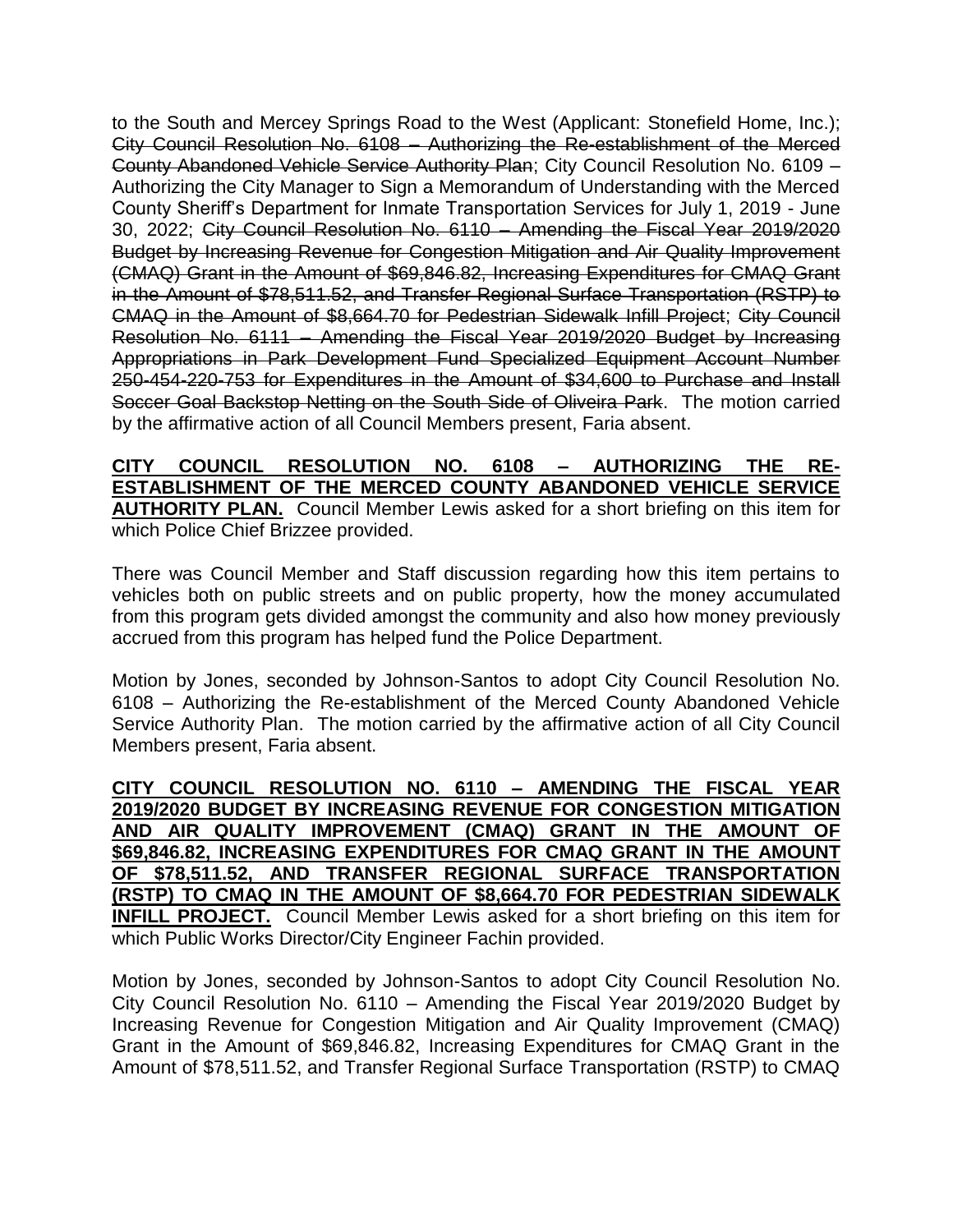to the South and Mercey Springs Road to the West (Applicant: Stonefield Home, Inc.); ~~City Council Resolution No. 6108 – Authorizing the Re-establishment of the Merced County Abandoned Vehicle Service Authority Plan~~; City Council Resolution No. 6109 – Authorizing the City Manager to Sign a Memorandum of Understanding with the Merced County Sheriff's Department for Inmate Transportation Services for July 1, 2019 - June 30, 2022; ~~City Council Resolution No. 6110 – Amending the Fiscal Year 2019/2020 Budget by Increasing Revenue for Congestion Mitigation and Air Quality Improvement (CMAQ) Grant in the Amount of $69,846.82, Increasing Expenditures for CMAQ Grant in the Amount of $78,511.52, and Transfer Regional Surface Transportation (RSTP) to CMAQ in the Amount of $8,664.70 for Pedestrian Sidewalk Infill Project~~; ~~City Council Resolution No. 6111 – Amending the Fiscal Year 2019/2020 Budget by Increasing Appropriations in Park Development Fund Specialized Equipment Account Number 250-454-220-753 for Expenditures in the Amount of $34,600 to Purchase and Install Soccer Goal Backstop Netting on the South Side of Oliveira Park~~. The motion carried by the affirmative action of all Council Members present, Faria absent.

**CITY COUNCIL RESOLUTION NO. 6108 – AUTHORIZING THE RE-ESTABLISHMENT OF THE MERCED COUNTY ABANDONED VEHICLE SERVICE AUTHORITY PLAN.** Council Member Lewis asked for a short briefing on this item for which Police Chief Brizzee provided.

There was Council Member and Staff discussion regarding how this item pertains to vehicles both on public streets and on public property, how the money accumulated from this program gets divided amongst the community and also how money previously accrued from this program has helped fund the Police Department.

Motion by Jones, seconded by Johnson-Santos to adopt City Council Resolution No. 6108 – Authorizing the Re-establishment of the Merced County Abandoned Vehicle Service Authority Plan. The motion carried by the affirmative action of all City Council Members present, Faria absent.

**CITY COUNCIL RESOLUTION NO. 6110 – AMENDING THE FISCAL YEAR 2019/2020 BUDGET BY INCREASING REVENUE FOR CONGESTION MITIGATION AND AIR QUALITY IMPROVEMENT (CMAQ) GRANT IN THE AMOUNT OF $69,846.82, INCREASING EXPENDITURES FOR CMAQ GRANT IN THE AMOUNT OF $78,511.52, AND TRANSFER REGIONAL SURFACE TRANSPORTATION (RSTP) TO CMAQ IN THE AMOUNT OF $8,664.70 FOR PEDESTRIAN SIDEWALK INFILL PROJECT.** Council Member Lewis asked for a short briefing on this item for which Public Works Director/City Engineer Fachin provided.

Motion by Jones, seconded by Johnson-Santos to adopt City Council Resolution No. City Council Resolution No. 6110 – Amending the Fiscal Year 2019/2020 Budget by Increasing Revenue for Congestion Mitigation and Air Quality Improvement (CMAQ) Grant in the Amount of $69,846.82, Increasing Expenditures for CMAQ Grant in the Amount of $78,511.52, and Transfer Regional Surface Transportation (RSTP) to CMAQ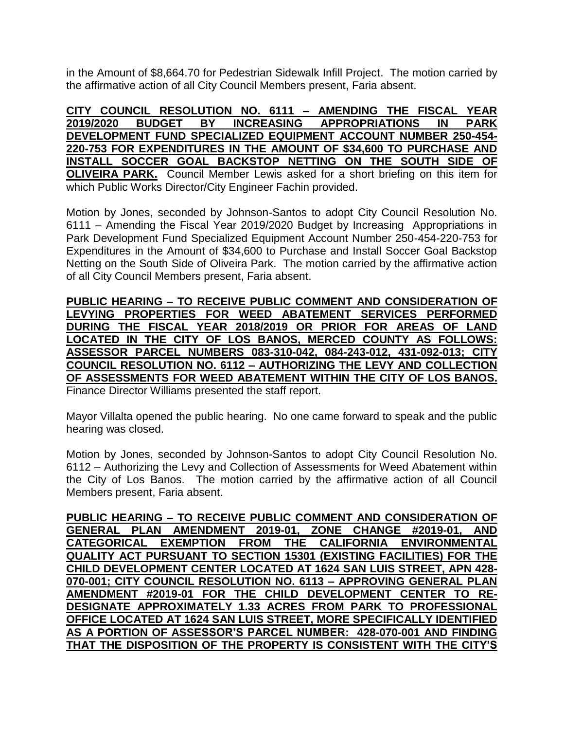in the Amount of $8,664.70 for Pedestrian Sidewalk Infill Project. The motion carried by the affirmative action of all City Council Members present, Faria absent.

**CITY COUNCIL RESOLUTION NO. 6111 – AMENDING THE FISCAL YEAR 2019/2020 BUDGET BY INCREASING APPROPRIATIONS IN PARK DEVELOPMENT FUND SPECIALIZED EQUIPMENT ACCOUNT NUMBER 250-454-220-753 FOR EXPENDITURES IN THE AMOUNT OF $34,600 TO PURCHASE AND INSTALL SOCCER GOAL BACKSTOP NETTING ON THE SOUTH SIDE OF OLIVEIRA PARK.** Council Member Lewis asked for a short briefing on this item for which Public Works Director/City Engineer Fachin provided.

Motion by Jones, seconded by Johnson-Santos to adopt City Council Resolution No. 6111 – Amending the Fiscal Year 2019/2020 Budget by Increasing Appropriations in Park Development Fund Specialized Equipment Account Number 250-454-220-753 for Expenditures in the Amount of $34,600 to Purchase and Install Soccer Goal Backstop Netting on the South Side of Oliveira Park. The motion carried by the affirmative action of all City Council Members present, Faria absent.

**PUBLIC HEARING – TO RECEIVE PUBLIC COMMENT AND CONSIDERATION OF LEVYING PROPERTIES FOR WEED ABATEMENT SERVICES PERFORMED DURING THE FISCAL YEAR 2018/2019 OR PRIOR FOR AREAS OF LAND LOCATED IN THE CITY OF LOS BANOS, MERCED COUNTY AS FOLLOWS: ASSESSOR PARCEL NUMBERS 083-310-042, 084-243-012, 431-092-013; CITY COUNCIL RESOLUTION NO. 6112 – AUTHORIZING THE LEVY AND COLLECTION OF ASSESSMENTS FOR WEED ABATEMENT WITHIN THE CITY OF LOS BANOS.** Finance Director Williams presented the staff report.

Mayor Villalta opened the public hearing. No one came forward to speak and the public hearing was closed.

Motion by Jones, seconded by Johnson-Santos to adopt City Council Resolution No. 6112 – Authorizing the Levy and Collection of Assessments for Weed Abatement within the City of Los Banos. The motion carried by the affirmative action of all Council Members present, Faria absent.

**PUBLIC HEARING – TO RECEIVE PUBLIC COMMENT AND CONSIDERATION OF GENERAL PLAN AMENDMENT 2019-01, ZONE CHANGE #2019-01, AND CATEGORICAL EXEMPTION FROM THE CALIFORNIA ENVIRONMENTAL QUALITY ACT PURSUANT TO SECTION 15301 (EXISTING FACILITIES) FOR THE CHILD DEVELOPMENT CENTER LOCATED AT 1624 SAN LUIS STREET, APN 428-070-001; CITY COUNCIL RESOLUTION NO. 6113 – APPROVING GENERAL PLAN AMENDMENT #2019-01 FOR THE CHILD DEVELOPMENT CENTER TO RE-DESIGNATE APPROXIMATELY 1.33 ACRES FROM PARK TO PROFESSIONAL OFFICE LOCATED AT 1624 SAN LUIS STREET, MORE SPECIFICALLY IDENTIFIED AS A PORTION OF ASSESSOR'S PARCEL NUMBER: 428-070-001 AND FINDING THAT THE DISPOSITION OF THE PROPERTY IS CONSISTENT WITH THE CITY'S**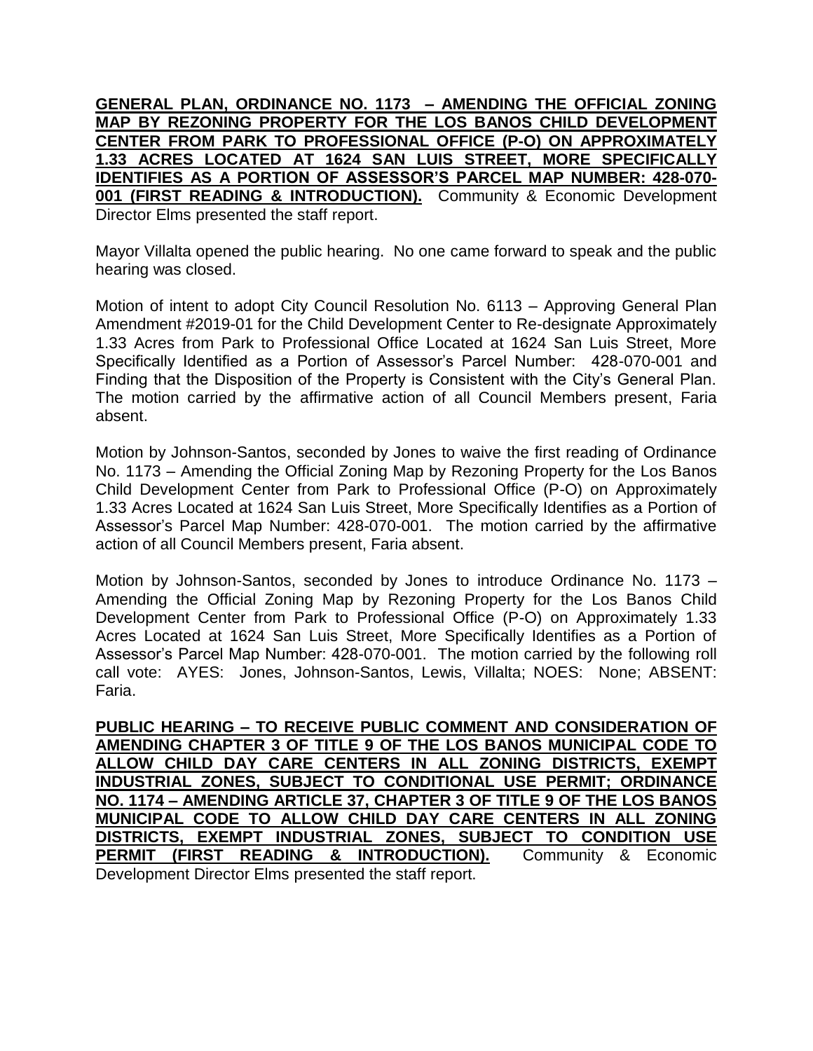**GENERAL PLAN, ORDINANCE NO. 1173 – AMENDING THE OFFICIAL ZONING MAP BY REZONING PROPERTY FOR THE LOS BANOS CHILD DEVELOPMENT CENTER FROM PARK TO PROFESSIONAL OFFICE (P-O) ON APPROXIMATELY 1.33 ACRES LOCATED AT 1624 SAN LUIS STREET, MORE SPECIFICALLY IDENTIFIES AS A PORTION OF ASSESSOR'S PARCEL MAP NUMBER: 428-070-001 (FIRST READING & INTRODUCTION).** Community & Economic Development Director Elms presented the staff report.

Mayor Villalta opened the public hearing. No one came forward to speak and the public hearing was closed.

Motion of intent to adopt City Council Resolution No. 6113 – Approving General Plan Amendment #2019-01 for the Child Development Center to Re-designate Approximately 1.33 Acres from Park to Professional Office Located at 1624 San Luis Street, More Specifically Identified as a Portion of Assessor's Parcel Number: 428-070-001 and Finding that the Disposition of the Property is Consistent with the City's General Plan. The motion carried by the affirmative action of all Council Members present, Faria absent.

Motion by Johnson-Santos, seconded by Jones to waive the first reading of Ordinance No. 1173 – Amending the Official Zoning Map by Rezoning Property for the Los Banos Child Development Center from Park to Professional Office (P-O) on Approximately 1.33 Acres Located at 1624 San Luis Street, More Specifically Identifies as a Portion of Assessor's Parcel Map Number: 428-070-001. The motion carried by the affirmative action of all Council Members present, Faria absent.

Motion by Johnson-Santos, seconded by Jones to introduce Ordinance No. 1173 – Amending the Official Zoning Map by Rezoning Property for the Los Banos Child Development Center from Park to Professional Office (P-O) on Approximately 1.33 Acres Located at 1624 San Luis Street, More Specifically Identifies as a Portion of Assessor's Parcel Map Number: 428-070-001. The motion carried by the following roll call vote: AYES: Jones, Johnson-Santos, Lewis, Villalta; NOES: None; ABSENT: Faria.

**PUBLIC HEARING – TO RECEIVE PUBLIC COMMENT AND CONSIDERATION OF AMENDING CHAPTER 3 OF TITLE 9 OF THE LOS BANOS MUNICIPAL CODE TO ALLOW CHILD DAY CARE CENTERS IN ALL ZONING DISTRICTS, EXEMPT INDUSTRIAL ZONES, SUBJECT TO CONDITIONAL USE PERMIT; ORDINANCE NO. 1174 – AMENDING ARTICLE 37, CHAPTER 3 OF TITLE 9 OF THE LOS BANOS MUNICIPAL CODE TO ALLOW CHILD DAY CARE CENTERS IN ALL ZONING DISTRICTS, EXEMPT INDUSTRIAL ZONES, SUBJECT TO CONDITION USE PERMIT (FIRST READING & INTRODUCTION).** Community & Economic Development Director Elms presented the staff report.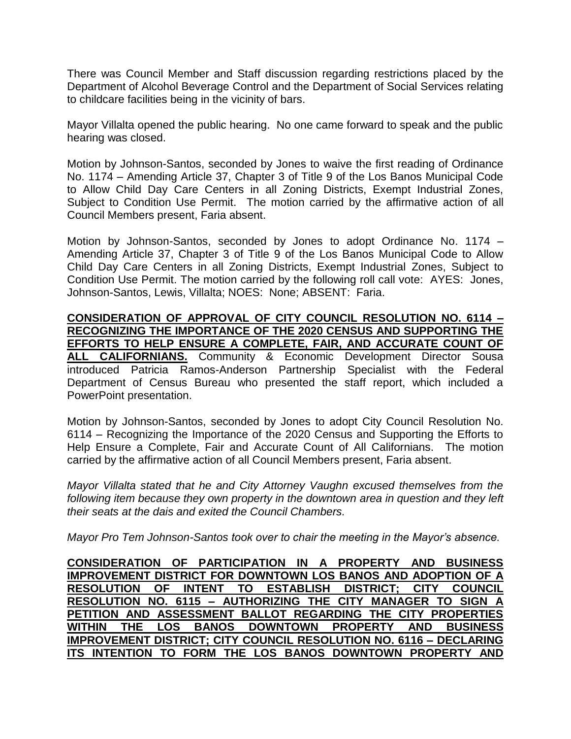There was Council Member and Staff discussion regarding restrictions placed by the Department of Alcohol Beverage Control and the Department of Social Services relating to childcare facilities being in the vicinity of bars.

Mayor Villalta opened the public hearing. No one came forward to speak and the public hearing was closed.

Motion by Johnson-Santos, seconded by Jones to waive the first reading of Ordinance No. 1174 – Amending Article 37, Chapter 3 of Title 9 of the Los Banos Municipal Code to Allow Child Day Care Centers in all Zoning Districts, Exempt Industrial Zones, Subject to Condition Use Permit. The motion carried by the affirmative action of all Council Members present, Faria absent.

Motion by Johnson-Santos, seconded by Jones to adopt Ordinance No. 1174 – Amending Article 37, Chapter 3 of Title 9 of the Los Banos Municipal Code to Allow Child Day Care Centers in all Zoning Districts, Exempt Industrial Zones, Subject to Condition Use Permit. The motion carried by the following roll call vote: AYES: Jones, Johnson-Santos, Lewis, Villalta; NOES: None; ABSENT: Faria.

**CONSIDERATION OF APPROVAL OF CITY COUNCIL RESOLUTION NO. 6114 – RECOGNIZING THE IMPORTANCE OF THE 2020 CENSUS AND SUPPORTING THE EFFORTS TO HELP ENSURE A COMPLETE, FAIR, AND ACCURATE COUNT OF ALL CALIFORNIANS.** Community & Economic Development Director Sousa introduced Patricia Ramos-Anderson Partnership Specialist with the Federal Department of Census Bureau who presented the staff report, which included a PowerPoint presentation.

Motion by Johnson-Santos, seconded by Jones to adopt City Council Resolution No. 6114 – Recognizing the Importance of the 2020 Census and Supporting the Efforts to Help Ensure a Complete, Fair and Accurate Count of All Californians. The motion carried by the affirmative action of all Council Members present, Faria absent.

*Mayor Villalta stated that he and City Attorney Vaughn excused themselves from the following item because they own property in the downtown area in question and they left their seats at the dais and exited the Council Chambers.*

*Mayor Pro Tem Johnson-Santos took over to chair the meeting in the Mayor's absence.*

**CONSIDERATION OF PARTICIPATION IN A PROPERTY AND BUSINESS IMPROVEMENT DISTRICT FOR DOWNTOWN LOS BANOS AND ADOPTION OF A RESOLUTION OF INTENT TO ESTABLISH DISTRICT; CITY COUNCIL RESOLUTION NO. 6115 – AUTHORIZING THE CITY MANAGER TO SIGN A PETITION AND ASSESSMENT BALLOT REGARDING THE CITY PROPERTIES WITHIN THE LOS BANOS DOWNTOWN PROPERTY AND BUSINESS IMPROVEMENT DISTRICT; CITY COUNCIL RESOLUTION NO. 6116 – DECLARING ITS INTENTION TO FORM THE LOS BANOS DOWNTOWN PROPERTY AND**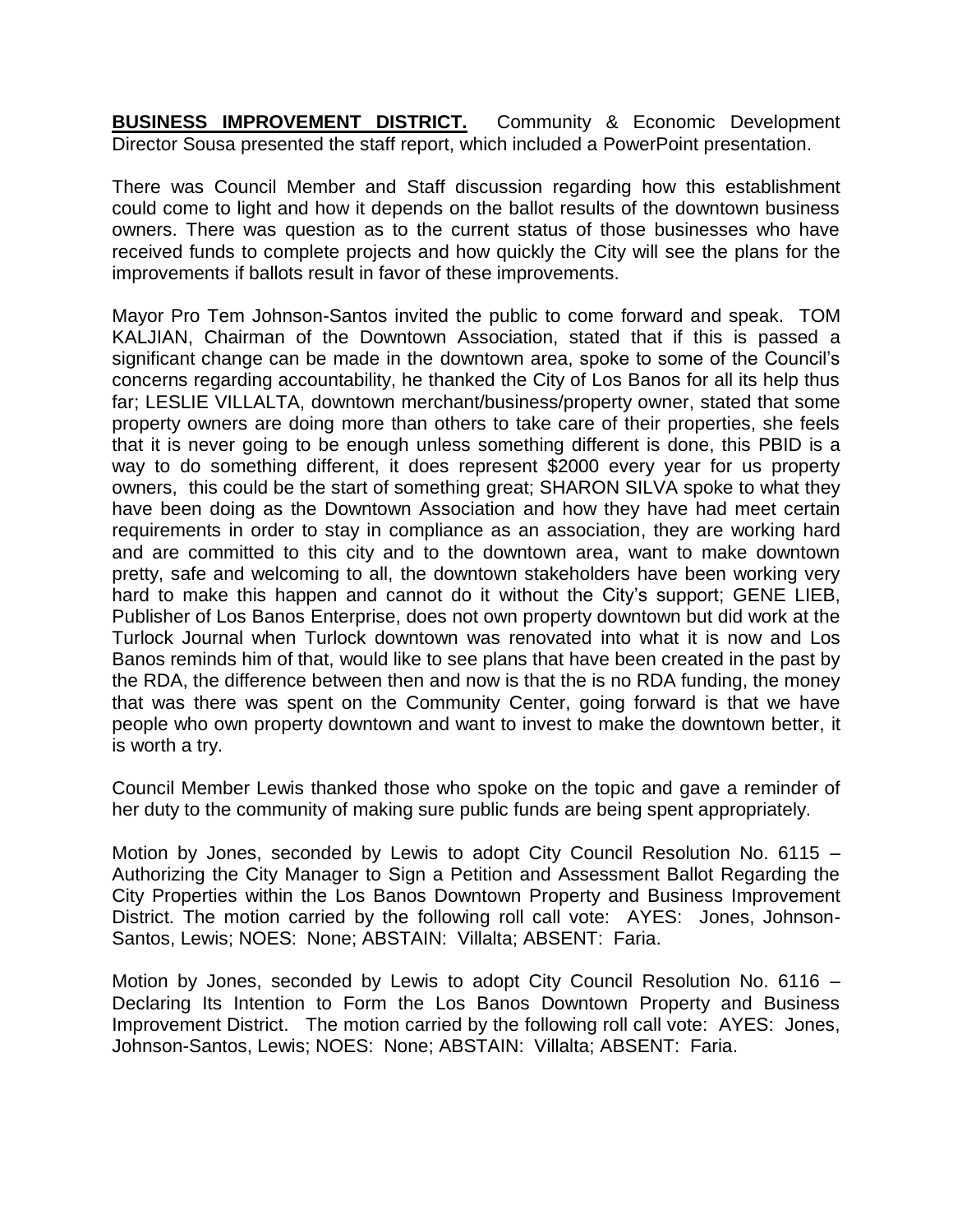**BUSINESS IMPROVEMENT DISTRICT.** Community & Economic Development Director Sousa presented the staff report, which included a PowerPoint presentation.

There was Council Member and Staff discussion regarding how this establishment could come to light and how it depends on the ballot results of the downtown business owners. There was question as to the current status of those businesses who have received funds to complete projects and how quickly the City will see the plans for the improvements if ballots result in favor of these improvements.

Mayor Pro Tem Johnson-Santos invited the public to come forward and speak. TOM KALJIAN, Chairman of the Downtown Association, stated that if this is passed a significant change can be made in the downtown area, spoke to some of the Council's concerns regarding accountability, he thanked the City of Los Banos for all its help thus far; LESLIE VILLALTA, downtown merchant/business/property owner, stated that some property owners are doing more than others to take care of their properties, she feels that it is never going to be enough unless something different is done, this PBID is a way to do something different, it does represent $2000 every year for us property owners, this could be the start of something great; SHARON SILVA spoke to what they have been doing as the Downtown Association and how they have had meet certain requirements in order to stay in compliance as an association, they are working hard and are committed to this city and to the downtown area, want to make downtown pretty, safe and welcoming to all, the downtown stakeholders have been working very hard to make this happen and cannot do it without the City's support; GENE LIEB, Publisher of Los Banos Enterprise, does not own property downtown but did work at the Turlock Journal when Turlock downtown was renovated into what it is now and Los Banos reminds him of that, would like to see plans that have been created in the past by the RDA, the difference between then and now is that the is no RDA funding, the money that was there was spent on the Community Center, going forward is that we have people who own property downtown and want to invest to make the downtown better, it is worth a try.

Council Member Lewis thanked those who spoke on the topic and gave a reminder of her duty to the community of making sure public funds are being spent appropriately.

Motion by Jones, seconded by Lewis to adopt City Council Resolution No. 6115 – Authorizing the City Manager to Sign a Petition and Assessment Ballot Regarding the City Properties within the Los Banos Downtown Property and Business Improvement District. The motion carried by the following roll call vote: AYES: Jones, Johnson-Santos, Lewis; NOES: None; ABSTAIN: Villalta; ABSENT: Faria.

Motion by Jones, seconded by Lewis to adopt City Council Resolution No. 6116 – Declaring Its Intention to Form the Los Banos Downtown Property and Business Improvement District. The motion carried by the following roll call vote: AYES: Jones, Johnson-Santos, Lewis; NOES: None; ABSTAIN: Villalta; ABSENT: Faria.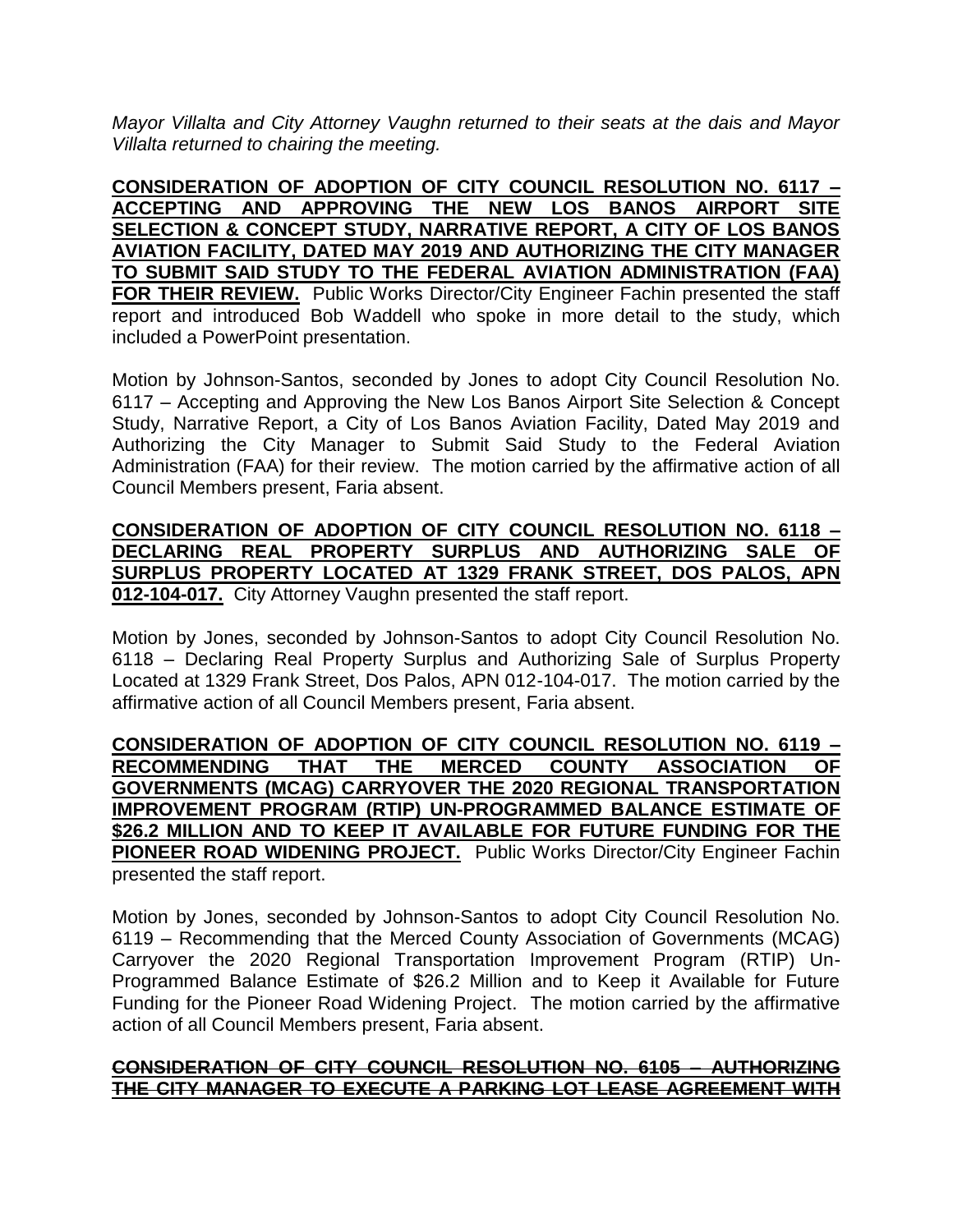*Mayor Villalta and City Attorney Vaughn returned to their seats at the dais and Mayor Villalta returned to chairing the meeting.*

**CONSIDERATION OF ADOPTION OF CITY COUNCIL RESOLUTION NO. 6117 – ACCEPTING AND APPROVING THE NEW LOS BANOS AIRPORT SITE SELECTION & CONCEPT STUDY, NARRATIVE REPORT, A CITY OF LOS BANOS AVIATION FACILITY, DATED MAY 2019 AND AUTHORIZING THE CITY MANAGER TO SUBMIT SAID STUDY TO THE FEDERAL AVIATION ADMINISTRATION (FAA) FOR THEIR REVIEW.** Public Works Director/City Engineer Fachin presented the staff report and introduced Bob Waddell who spoke in more detail to the study, which included a PowerPoint presentation.

Motion by Johnson-Santos, seconded by Jones to adopt City Council Resolution No. 6117 – Accepting and Approving the New Los Banos Airport Site Selection & Concept Study, Narrative Report, a City of Los Banos Aviation Facility, Dated May 2019 and Authorizing the City Manager to Submit Said Study to the Federal Aviation Administration (FAA) for their review. The motion carried by the affirmative action of all Council Members present, Faria absent.

**CONSIDERATION OF ADOPTION OF CITY COUNCIL RESOLUTION NO. 6118 – DECLARING REAL PROPERTY SURPLUS AND AUTHORIZING SALE OF SURPLUS PROPERTY LOCATED AT 1329 FRANK STREET, DOS PALOS, APN 012-104-017.** City Attorney Vaughn presented the staff report.

Motion by Jones, seconded by Johnson-Santos to adopt City Council Resolution No. 6118 – Declaring Real Property Surplus and Authorizing Sale of Surplus Property Located at 1329 Frank Street, Dos Palos, APN 012-104-017. The motion carried by the affirmative action of all Council Members present, Faria absent.

**CONSIDERATION OF ADOPTION OF CITY COUNCIL RESOLUTION NO. 6119 – RECOMMENDING THAT THE MERCED COUNTY ASSOCIATION OF GOVERNMENTS (MCAG) CARRYOVER THE 2020 REGIONAL TRANSPORTATION IMPROVEMENT PROGRAM (RTIP) UN-PROGRAMMED BALANCE ESTIMATE OF $26.2 MILLION AND TO KEEP IT AVAILABLE FOR FUTURE FUNDING FOR THE PIONEER ROAD WIDENING PROJECT.** Public Works Director/City Engineer Fachin presented the staff report.

Motion by Jones, seconded by Johnson-Santos to adopt City Council Resolution No. 6119 – Recommending that the Merced County Association of Governments (MCAG) Carryover the 2020 Regional Transportation Improvement Program (RTIP) Un-Programmed Balance Estimate of $26.2 Million and to Keep it Available for Future Funding for the Pioneer Road Widening Project. The motion carried by the affirmative action of all Council Members present, Faria absent.

~~**CONSIDERATION OF CITY COUNCIL RESOLUTION NO. 6105 – AUTHORIZING THE CITY MANAGER TO EXECUTE A PARKING LOT LEASE AGREEMENT WITH**~~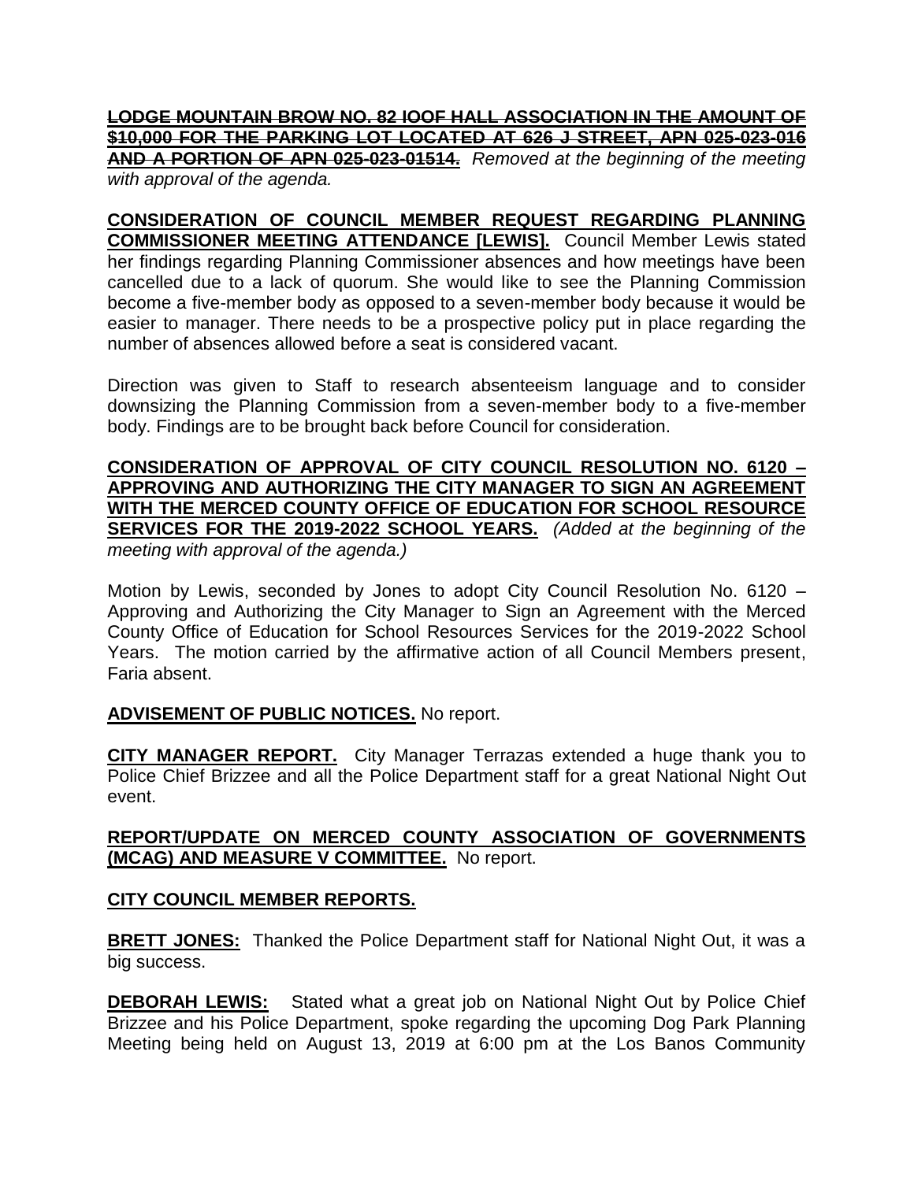~~**LODGE MOUNTAIN BROW NO. 82 IOOF HALL ASSOCIATION IN THE AMOUNT OF $10,000 FOR THE PARKING LOT LOCATED AT 626 J STREET, APN 025-023-016 AND A PORTION OF APN 025-023-01514.**~~ *Removed at the beginning of the meeting with approval of the agenda.*

**CONSIDERATION OF COUNCIL MEMBER REQUEST REGARDING PLANNING COMMISSIONER MEETING ATTENDANCE [LEWIS].** Council Member Lewis stated her findings regarding Planning Commissioner absences and how meetings have been cancelled due to a lack of quorum. She would like to see the Planning Commission become a five-member body as opposed to a seven-member body because it would be easier to manager. There needs to be a prospective policy put in place regarding the number of absences allowed before a seat is considered vacant.

Direction was given to Staff to research absenteeism language and to consider downsizing the Planning Commission from a seven-member body to a five-member body. Findings are to be brought back before Council for consideration.

**CONSIDERATION OF APPROVAL OF CITY COUNCIL RESOLUTION NO. 6120 – APPROVING AND AUTHORIZING THE CITY MANAGER TO SIGN AN AGREEMENT WITH THE MERCED COUNTY OFFICE OF EDUCATION FOR SCHOOL RESOURCE SERVICES FOR THE 2019-2022 SCHOOL YEARS.** *(Added at the beginning of the meeting with approval of the agenda.)*

Motion by Lewis, seconded by Jones to adopt City Council Resolution No. 6120 – Approving and Authorizing the City Manager to Sign an Agreement with the Merced County Office of Education for School Resources Services for the 2019-2022 School Years. The motion carried by the affirmative action of all Council Members present, Faria absent.

**ADVISEMENT OF PUBLIC NOTICES.** No report.

**CITY MANAGER REPORT.** City Manager Terrazas extended a huge thank you to Police Chief Brizzee and all the Police Department staff for a great National Night Out event.

**REPORT/UPDATE ON MERCED COUNTY ASSOCIATION OF GOVERNMENTS (MCAG) AND MEASURE V COMMITTEE.** No report.

**CITY COUNCIL MEMBER REPORTS.**

**BRETT JONES:** Thanked the Police Department staff for National Night Out, it was a big success.

**DEBORAH LEWIS:** Stated what a great job on National Night Out by Police Chief Brizzee and his Police Department, spoke regarding the upcoming Dog Park Planning Meeting being held on August 13, 2019 at 6:00 pm at the Los Banos Community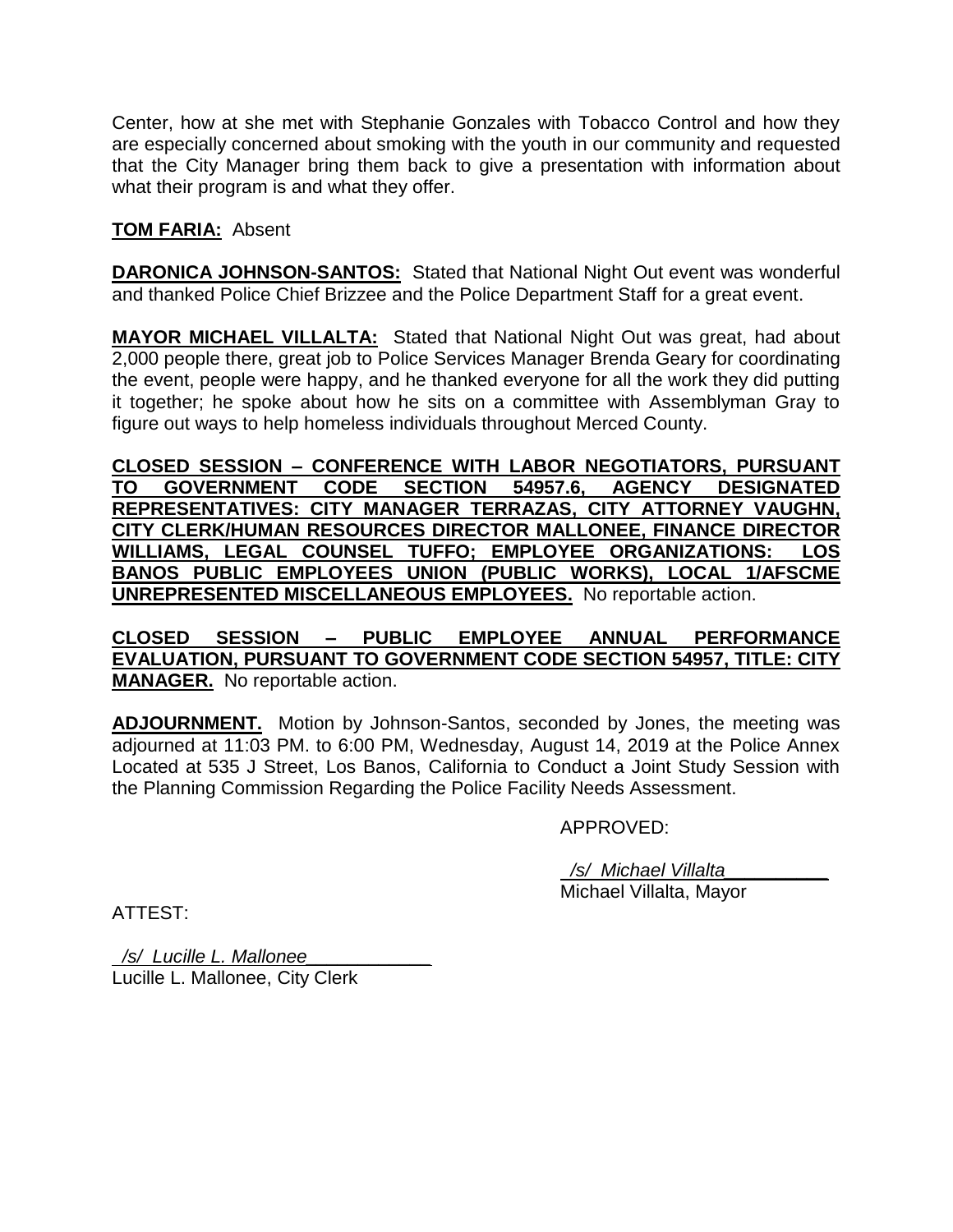Center, how at she met with Stephanie Gonzales with Tobacco Control and how they are especially concerned about smoking with the youth in our community and requested that the City Manager bring them back to give a presentation with information about what their program is and what they offer.

**TOM FARIA:** Absent

**DARONICA JOHNSON-SANTOS:** Stated that National Night Out event was wonderful and thanked Police Chief Brizzee and the Police Department Staff for a great event.

**MAYOR MICHAEL VILLALTA:** Stated that National Night Out was great, had about 2,000 people there, great job to Police Services Manager Brenda Geary for coordinating the event, people were happy, and he thanked everyone for all the work they did putting it together; he spoke about how he sits on a committee with Assemblyman Gray to figure out ways to help homeless individuals throughout Merced County.

**CLOSED SESSION – CONFERENCE WITH LABOR NEGOTIATORS, PURSUANT TO GOVERNMENT CODE SECTION 54957.6, AGENCY DESIGNATED REPRESENTATIVES: CITY MANAGER TERRAZAS, CITY ATTORNEY VAUGHN, CITY CLERK/HUMAN RESOURCES DIRECTOR MALLONEE, FINANCE DIRECTOR WILLIAMS, LEGAL COUNSEL TUFFO; EMPLOYEE ORGANIZATIONS: LOS BANOS PUBLIC EMPLOYEES UNION (PUBLIC WORKS), LOCAL 1/AFSCME UNREPRESENTED MISCELLANEOUS EMPLOYEES.** No reportable action.

**CLOSED SESSION – PUBLIC EMPLOYEE ANNUAL PERFORMANCE EVALUATION, PURSUANT TO GOVERNMENT CODE SECTION 54957, TITLE: CITY MANAGER.** No reportable action.

**ADJOURNMENT.** Motion by Johnson-Santos, seconded by Jones, the meeting was adjourned at 11:03 PM. to 6:00 PM, Wednesday, August 14, 2019 at the Police Annex Located at 535 J Street, Los Banos, California to Conduct a Joint Study Session with the Planning Commission Regarding the Police Facility Needs Assessment.

APPROVED:

*/s/ Michael Villalta*
Michael Villalta, Mayor

ATTEST:

*/s/ Lucille L. Mallonee*
Lucille L. Mallonee, City Clerk